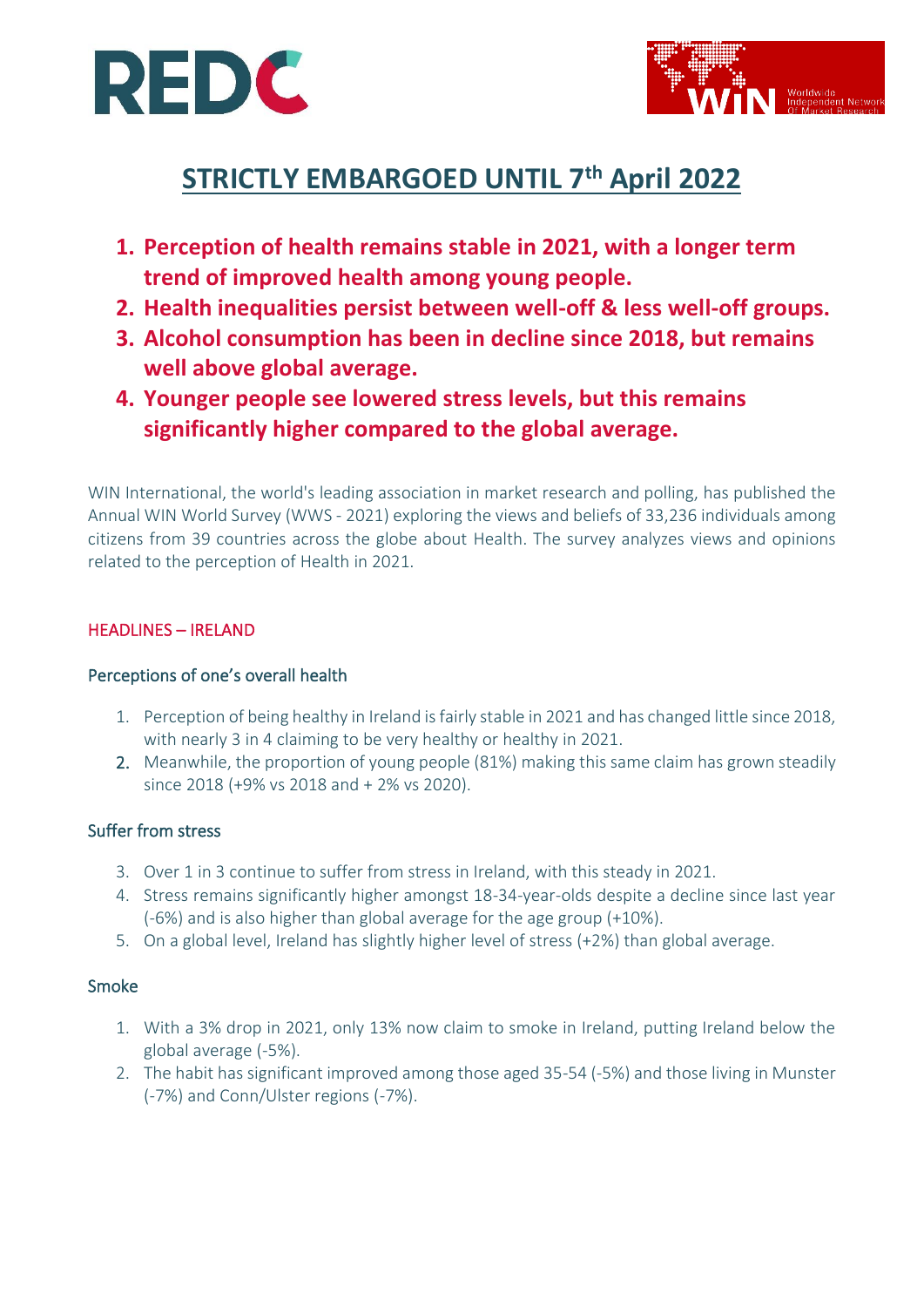# STRICTLY EMBARGOED UNTIL 7th April 2022

1. **Perception of health remains stable in 2021, with a longer term trend of improved health among young people.**
2. **Health inequalities persist between well-off & less well-off groups.**
3. **Alcohol consumption has been in decline since 2018, but remains well above global average.**
4. **Younger people see lowered stress levels, but this remains significantly higher compared to the global average.**

WIN International, the world's leading association in market research and polling, has published the Annual WIN World Survey (WWS - 2021) exploring the views and beliefs of 33,236 individuals among citizens from 39 countries across the globe about Health. The survey analyzes views and opinions related to the perception of Health in 2021.

## HEADLINES – IRELAND

### Perceptions of one's overall health

1. Perception of being healthy in Ireland is fairly stable in 2021 and has changed little since 2018, with nearly 3 in 4 claiming to be very healthy or healthy in 2021.
2. Meanwhile, the proportion of young people (81%) making this same claim has grown steadily since 2018 (+9% vs 2018 and + 2% vs 2020).

### Suffer from stress

3. Over 1 in 3 continue to suffer from stress in Ireland, with this steady in 2021.
4. Stress remains significantly higher amongst 18-34-year-olds despite a decline since last year (-6%) and is also higher than global average for the age group (+10%).
5. On a global level, Ireland has slightly higher level of stress (+2%) than global average.

### Smoke

1. With a 3% drop in 2021, only 13% now claim to smoke in Ireland, putting Ireland below the global average (-5%).
2. The habit has significant improved among those aged 35-54 (-5%) and those living in Munster (-7%) and Conn/Ulster regions (-7%).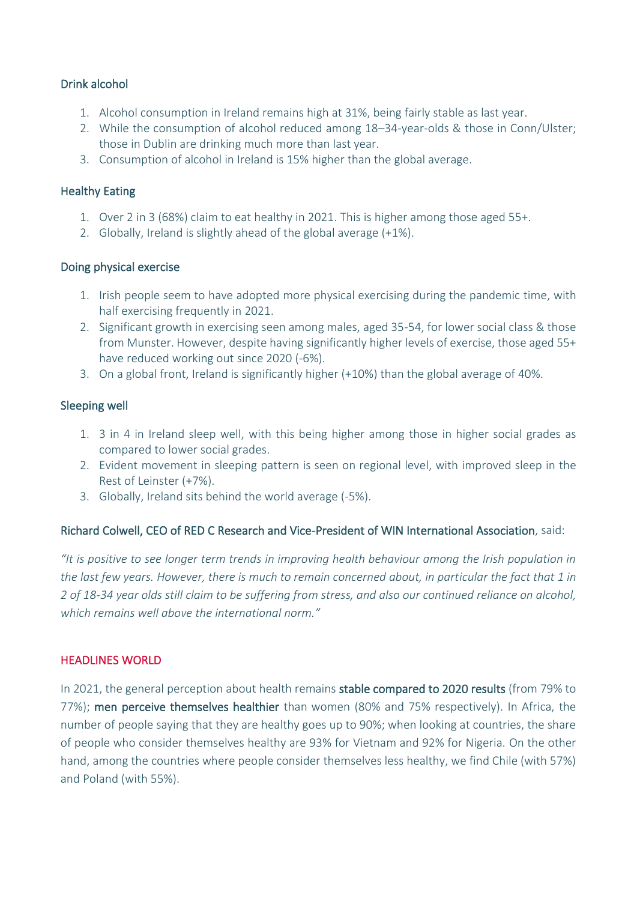### Drink alcohol

1. Alcohol consumption in Ireland remains high at 31%, being fairly stable as last year.
2. While the consumption of alcohol reduced among 18–34-year-olds & those in Conn/Ulster; those in Dublin are drinking much more than last year.
3. Consumption of alcohol in Ireland is 15% higher than the global average.

### Healthy Eating

1. Over 2 in 3 (68%) claim to eat healthy in 2021. This is higher among those aged 55+.
2. Globally, Ireland is slightly ahead of the global average (+1%).

### Doing physical exercise

1. Irish people seem to have adopted more physical exercising during the pandemic time, with half exercising frequently in 2021.
2. Significant growth in exercising seen among males, aged 35-54, for lower social class & those from Munster. However, despite having significantly higher levels of exercise, those aged 55+ have reduced working out since 2020 (-6%).
3. On a global front, Ireland is significantly higher (+10%) than the global average of 40%.

### Sleeping well

1. 3 in 4 in Ireland sleep well, with this being higher among those in higher social grades as compared to lower social grades.
2. Evident movement in sleeping pattern is seen on regional level, with improved sleep in the Rest of Leinster (+7%).
3. Globally, Ireland sits behind the world average (-5%).

Richard Colwell, CEO of RED C Research and Vice-President of WIN International Association, said:

*"It is positive to see longer term trends in improving health behaviour among the Irish population in the last few years. However, there is much to remain concerned about, in particular the fact that 1 in 2 of 18-34 year olds still claim to be suffering from stress, and also our continued reliance on alcohol, which remains well above the international norm."*

## HEADLINES WORLD

In 2021, the general perception about health remains **stable compared to 2020 results** (from 79% to 77%); **men perceive themselves healthier** than women (80% and 75% respectively). In Africa, the number of people saying that they are healthy goes up to 90%; when looking at countries, the share of people who consider themselves healthy are 93% for Vietnam and 92% for Nigeria. On the other hand, among the countries where people consider themselves less healthy, we find Chile (with 57%) and Poland (with 55%).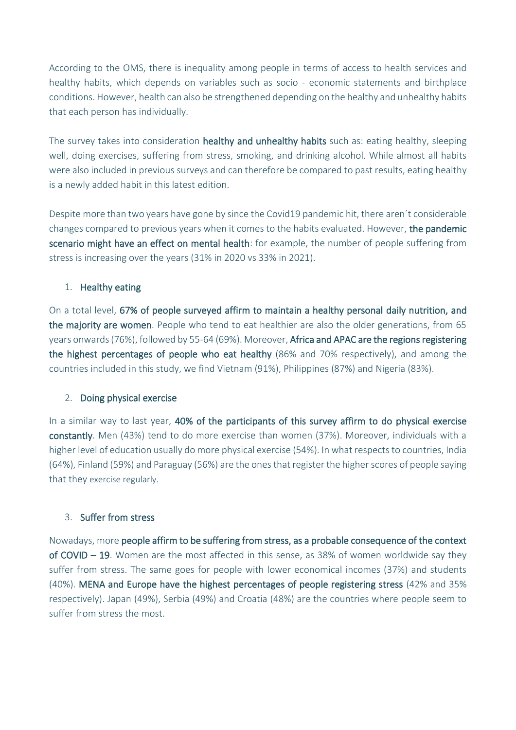According to the OMS, there is inequality among people in terms of access to health services and healthy habits, which depends on variables such as socio - economic statements and birthplace conditions. However, health can also be strengthened depending on the healthy and unhealthy habits that each person has individually.

The survey takes into consideration **healthy and unhealthy habits** such as: eating healthy, sleeping well, doing exercises, suffering from stress, smoking, and drinking alcohol. While almost all habits were also included in previous surveys and can therefore be compared to past results, eating healthy is a newly added habit in this latest edition.

Despite more than two years have gone by since the Covid19 pandemic hit, there aren´t considerable changes compared to previous years when it comes to the habits evaluated. However, **the pandemic scenario might have an effect on mental health**: for example, the number of people suffering from stress is increasing over the years (31% in 2020 vs 33% in 2021).

1. **Healthy eating**

On a total level, **67% of people surveyed affirm to maintain a healthy personal daily nutrition, and the majority are women**. People who tend to eat healthier are also the older generations, from 65 years onwards (76%), followed by 55-64 (69%). Moreover, **Africa and APAC are the regions registering the highest percentages of people who eat healthy** (86% and 70% respectively), and among the countries included in this study, we find Vietnam (91%), Philippines (87%) and Nigeria (83%).

2. **Doing physical exercise**

In a similar way to last year, **40% of the participants of this survey affirm to do physical exercise constantly**. Men (43%) tend to do more exercise than women (37%). Moreover, individuals with a higher level of education usually do more physical exercise (54%). In what respects to countries, India (64%), Finland (59%) and Paraguay (56%) are the ones that register the higher scores of people saying that they exercise regularly.

3. **Suffer from stress**

Nowadays, more **people affirm to be suffering from stress, as a probable consequence of the context of COVID – 19**. Women are the most affected in this sense, as 38% of women worldwide say they suffer from stress. The same goes for people with lower economical incomes (37%) and students (40%). **MENA and Europe have the highest percentages of people registering stress** (42% and 35% respectively). Japan (49%), Serbia (49%) and Croatia (48%) are the countries where people seem to suffer from stress the most.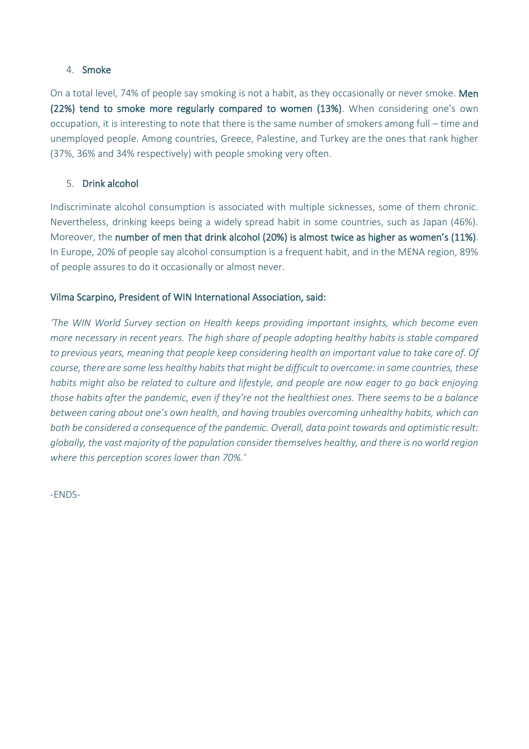4. **Smoke**

On a total level, 74% of people say smoking is not a habit, as they occasionally or never smoke. **Men (22%) tend to smoke more regularly compared to women (13%)**. When considering one's own occupation, it is interesting to note that there is the same number of smokers among full – time and unemployed people. Among countries, Greece, Palestine, and Turkey are the ones that rank higher (37%, 36% and 34% respectively) with people smoking very often.

5. **Drink alcohol**

Indiscriminate alcohol consumption is associated with multiple sicknesses, some of them chronic. Nevertheless, drinking keeps being a widely spread habit in some countries, such as Japan (46%). Moreover, the **number of men that drink alcohol (20%) is almost twice as higher as women's (11%)**. In Europe, 20% of people say alcohol consumption is a frequent habit, and in the MENA region, 89% of people assures to do it occasionally or almost never.

**Vilma Scarpino, President of WIN International Association, said:**

*'The WIN World Survey section on Health keeps providing important insights, which become even more necessary in recent years. The high share of people adopting healthy habits is stable compared to previous years, meaning that people keep considering health an important value to take care of. Of course, there are some less healthy habits that might be difficult to overcome: in some countries, these habits might also be related to culture and lifestyle, and people are now eager to go back enjoying those habits after the pandemic, even if they're not the healthiest ones. There seems to be a balance between caring about one's own health, and having troubles overcoming unhealthy habits, which can both be considered a consequence of the pandemic. Overall, data point towards and optimistic result: globally, the vast majority of the population consider themselves healthy, and there is no world region where this perception scores lower than 70%.'*

-ENDS-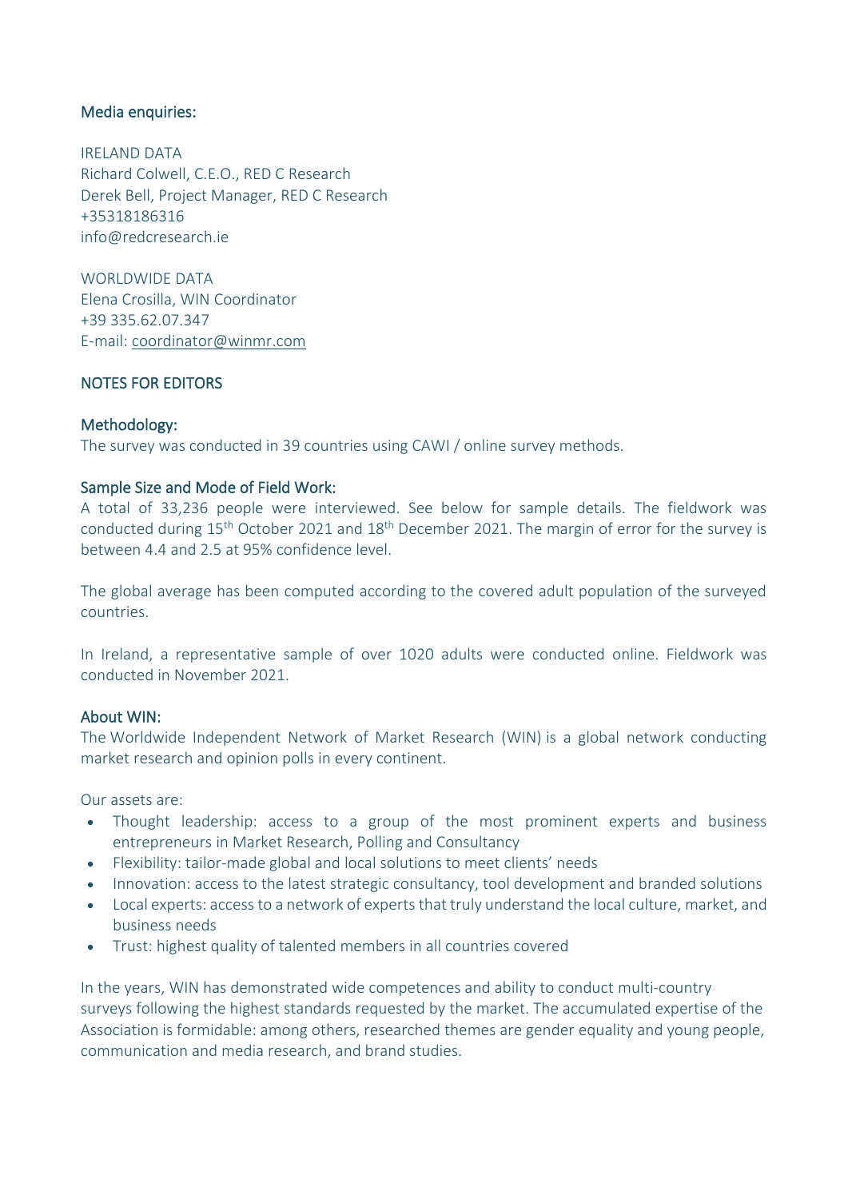### Media enquiries:

IRELAND DATA
Richard Colwell, C.E.O., RED C Research
Derek Bell, Project Manager, RED C Research
+35318186316
info@redcresearch.ie

WORLDWIDE DATA
Elena Crosilla, WIN Coordinator
+39 335.62.07.347
E-mail: coordinator@winmr.com

### NOTES FOR EDITORS

### Methodology:

The survey was conducted in 39 countries using CAWI / online survey methods.

### Sample Size and Mode of Field Work:

A total of 33,236 people were interviewed. See below for sample details. The fieldwork was conducted during 15th October 2021 and 18th December 2021. The margin of error for the survey is between 4.4 and 2.5 at 95% confidence level.

The global average has been computed according to the covered adult population of the surveyed countries.

In Ireland, a representative sample of over 1020 adults were conducted online. Fieldwork was conducted in November 2021.

### About WIN:

The Worldwide Independent Network of Market Research (WIN) is a global network conducting market research and opinion polls in every continent.

Our assets are:

- Thought leadership: access to a group of the most prominent experts and business entrepreneurs in Market Research, Polling and Consultancy
- Flexibility: tailor-made global and local solutions to meet clients' needs
- Innovation: access to the latest strategic consultancy, tool development and branded solutions
- Local experts: access to a network of experts that truly understand the local culture, market, and business needs
- Trust: highest quality of talented members in all countries covered

In the years, WIN has demonstrated wide competences and ability to conduct multi-country surveys following the highest standards requested by the market. The accumulated expertise of the Association is formidable: among others, researched themes are gender equality and young people, communication and media research, and brand studies.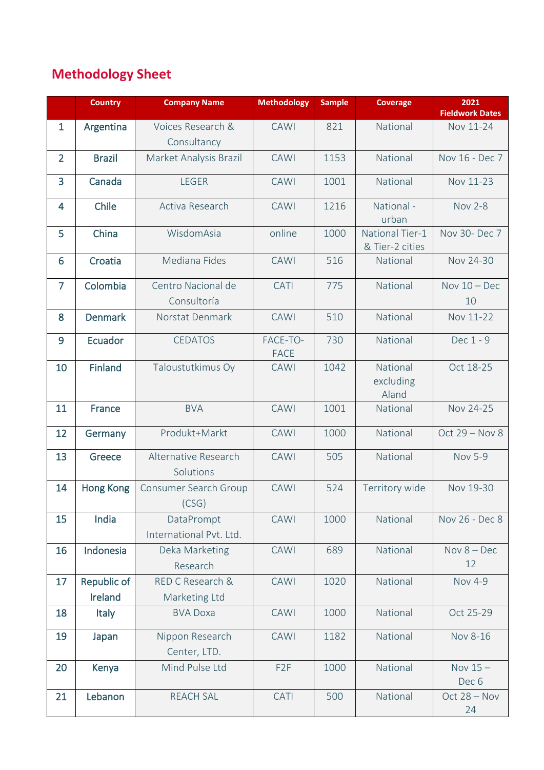## Methodology Sheet

| | Country | Company Name | Methodology | Sample | Coverage | 2021 Fieldwork Dates |
|---|---|---|---|---|---|---|
| 1 | Argentina | Voices Research & Consultancy | CAWI | 821 | National | Nov 11-24 |
| 2 | Brazil | Market Analysis Brazil | CAWI | 1153 | National | Nov 16 - Dec 7 |
| 3 | Canada | LEGER | CAWI | 1001 | National | Nov 11-23 |
| 4 | Chile | Activa Research | CAWI | 1216 | National - urban | Nov 2-8 |
| 5 | China | WisdomAsia | online | 1000 | National Tier-1 & Tier-2 cities | Nov 30- Dec 7 |
| 6 | Croatia | Mediana Fides | CAWI | 516 | National | Nov 24-30 |
| 7 | Colombia | Centro Nacional de Consultoría | CATI | 775 | National | Nov 10 – Dec 10 |
| 8 | Denmark | Norstat Denmark | CAWI | 510 | National | Nov 11-22 |
| 9 | Ecuador | CEDATOS | FACE-TO-FACE | 730 | National | Dec 1 - 9 |
| 10 | Finland | Taloustutkimus Oy | CAWI | 1042 | National excluding Aland | Oct 18-25 |
| 11 | France | BVA | CAWI | 1001 | National | Nov 24-25 |
| 12 | Germany | Produkt+Markt | CAWI | 1000 | National | Oct 29 – Nov 8 |
| 13 | Greece | Alternative Research Solutions | CAWI | 505 | National | Nov 5-9 |
| 14 | Hong Kong | Consumer Search Group (CSG) | CAWI | 524 | Territory wide | Nov 19-30 |
| 15 | India | DataPrompt International Pvt. Ltd. | CAWI | 1000 | National | Nov 26 - Dec 8 |
| 16 | Indonesia | Deka Marketing Research | CAWI | 689 | National | Nov 8 – Dec 12 |
| 17 | Republic of Ireland | RED C Research & Marketing Ltd | CAWI | 1020 | National | Nov 4-9 |
| 18 | Italy | BVA Doxa | CAWI | 1000 | National | Oct 25-29 |
| 19 | Japan | Nippon Research Center, LTD. | CAWI | 1182 | National | Nov 8-16 |
| 20 | Kenya | Mind Pulse Ltd | F2F | 1000 | National | Nov 15 – Dec 6 |
| 21 | Lebanon | REACH SAL | CATI | 500 | National | Oct 28 – Nov 24 |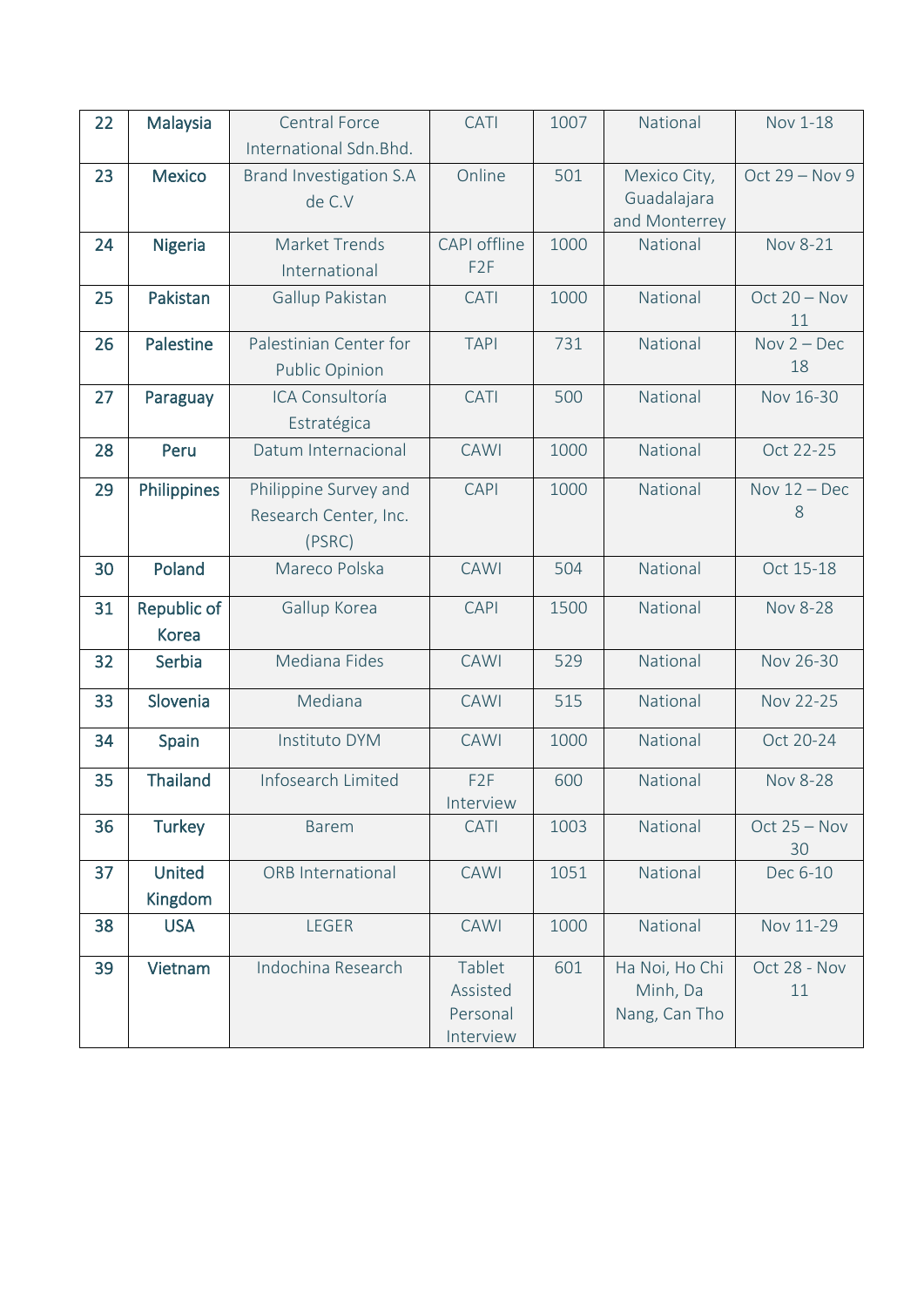| | | | | | | |
|---|---|---|---|---|---|---|
| 22 | Malaysia | Central Force International Sdn.Bhd. | CATI | 1007 | National | Nov 1-18 |
| 23 | Mexico | Brand Investigation S.A de C.V | Online | 501 | Mexico City, Guadalajara and Monterrey | Oct 29 – Nov 9 |
| 24 | Nigeria | Market Trends International | CAPI offline F2F | 1000 | National | Nov 8-21 |
| 25 | Pakistan | Gallup Pakistan | CATI | 1000 | National | Oct 20 – Nov 11 |
| 26 | Palestine | Palestinian Center for Public Opinion | TAPI | 731 | National | Nov 2 – Dec 18 |
| 27 | Paraguay | ICA Consultoría Estratégica | CATI | 500 | National | Nov 16-30 |
| 28 | Peru | Datum Internacional | CAWI | 1000 | National | Oct 22-25 |
| 29 | Philippines | Philippine Survey and Research Center, Inc. (PSRC) | CAPI | 1000 | National | Nov 12 – Dec 8 |
| 30 | Poland | Mareco Polska | CAWI | 504 | National | Oct 15-18 |
| 31 | Republic of Korea | Gallup Korea | CAPI | 1500 | National | Nov 8-28 |
| 32 | Serbia | Mediana Fides | CAWI | 529 | National | Nov 26-30 |
| 33 | Slovenia | Mediana | CAWI | 515 | National | Nov 22-25 |
| 34 | Spain | Instituto DYM | CAWI | 1000 | National | Oct 20-24 |
| 35 | Thailand | Infosearch Limited | F2F Interview | 600 | National | Nov 8-28 |
| 36 | Turkey | Barem | CATI | 1003 | National | Oct 25 – Nov 30 |
| 37 | United Kingdom | ORB International | CAWI | 1051 | National | Dec 6-10 |
| 38 | USA | LEGER | CAWI | 1000 | National | Nov 11-29 |
| 39 | Vietnam | Indochina Research | Tablet Assisted Personal Interview | 601 | Ha Noi, Ho Chi Minh, Da Nang, Can Tho | Oct 28 - Nov 11 |